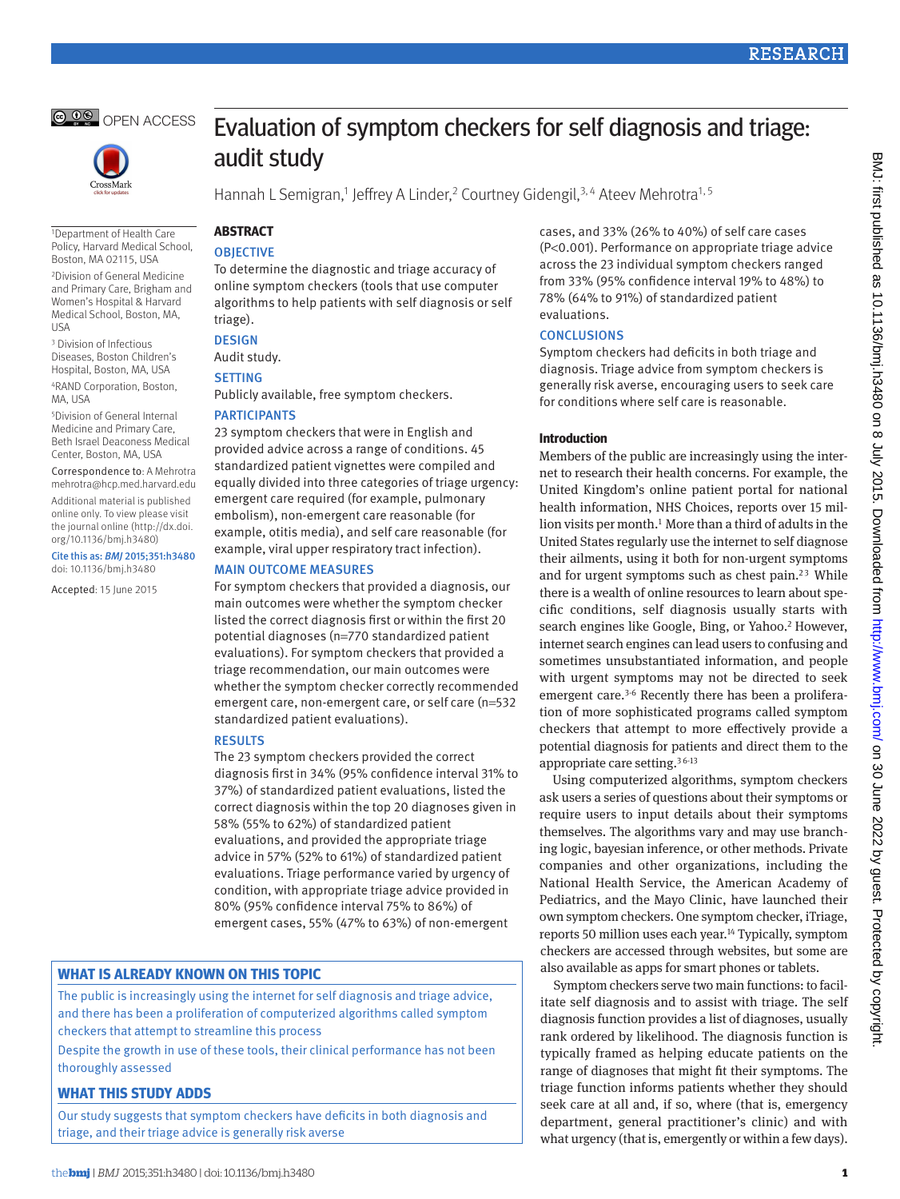# Evaluation of symptom checkers for self diagnosis and triage: audit study

Hannah L Semigran,[1] Jeffrey A Linder,[2] Courtney Gidengil,[3,4] Ateev Mehrotra[1,5]

[1]Department of Health Care Policy, Harvard Medical School, Boston, MA 02115, USA

[2]Division of General Medicine and Primary Care, Brigham and Women's Hospital & Harvard Medical School, Boston, MA, USA

[3] Division of Infectious Diseases, Boston Children's Hospital, Boston, MA, USA

[4]RAND Corporation, Boston, MA, USA

[5]Division of General Internal Medicine and Primary Care, Beth Israel Deaconess Medical Center, Boston, MA, USA

Correspondence to: A Mehrotra mehrotra@hcp.med.harvard.edu

Additional material is published online only. To view please visit the journal online (http://dx.doi.org/10.1136/bmj.h3480)

Cite this as: *BMJ* 2015;351:h3480
doi: 10.1136/bmj.h3480

Accepted: 15 June 2015

## ABSTRACT

### OBJECTIVE

To determine the diagnostic and triage accuracy of online symptom checkers (tools that use computer algorithms to help patients with self diagnosis or self triage).

### DESIGN

Audit study.

### SETTING

Publicly available, free symptom checkers.

### PARTICIPANTS

23 symptom checkers that were in English and provided advice across a range of conditions. 45 standardized patient vignettes were compiled and equally divided into three categories of triage urgency: emergent care required (for example, pulmonary embolism), non-emergent care reasonable (for example, otitis media), and self care reasonable (for example, viral upper respiratory tract infection).

### MAIN OUTCOME MEASURES

For symptom checkers that provided a diagnosis, our main outcomes were whether the symptom checker listed the correct diagnosis first or within the first 20 potential diagnoses (n=770 standardized patient evaluations). For symptom checkers that provided a triage recommendation, our main outcomes were whether the symptom checker correctly recommended emergent care, non-emergent care, or self care (n=532 standardized patient evaluations).

### RESULTS

The 23 symptom checkers provided the correct diagnosis first in 34% (95% confidence interval 31% to 37%) of standardized patient evaluations, listed the correct diagnosis within the top 20 diagnoses given in 58% (55% to 62%) of standardized patient evaluations, and provided the appropriate triage advice in 57% (52% to 61%) of standardized patient evaluations. Triage performance varied by urgency of condition, with appropriate triage advice provided in 80% (95% confidence interval 75% to 86%) of emergent cases, 55% (47% to 63%) of non-emergent cases, and 33% (26% to 40%) of self care cases (P<0.001). Performance on appropriate triage advice across the 23 individual symptom checkers ranged from 33% (95% confidence interval 19% to 48%) to 78% (64% to 91%) of standardized patient evaluations.

### CONCLUSIONS

Symptom checkers had deficits in both triage and diagnosis. Triage advice from symptom checkers is generally risk averse, encouraging users to seek care for conditions where self care is reasonable.

### WHAT IS ALREADY KNOWN ON THIS TOPIC

The public is increasingly using the internet for self diagnosis and triage advice, and there has been a proliferation of computerized algorithms called symptom checkers that attempt to streamline this process

Despite the growth in use of these tools, their clinical performance has not been thoroughly assessed

### WHAT THIS STUDY ADDS

Our study suggests that symptom checkers have deficits in both diagnosis and triage, and their triage advice is generally risk averse

## Introduction

Members of the public are increasingly using the internet to research their health concerns. For example, the United Kingdom's online patient portal for national health information, NHS Choices, reports over 15 million visits per month.[1] More than a third of adults in the United States regularly use the internet to self diagnose their ailments, using it both for non-urgent symptoms and for urgent symptoms such as chest pain.[2,3] While there is a wealth of online resources to learn about specific conditions, self diagnosis usually starts with search engines like Google, Bing, or Yahoo.[2] However, internet search engines can lead users to confusing and sometimes unsubstantiated information, and people with urgent symptoms may not be directed to seek emergent care.[3-6] Recently there has been a proliferation of more sophisticated programs called symptom checkers that attempt to more effectively provide a potential diagnosis for patients and direct them to the appropriate care setting.[3,6-13]

Using computerized algorithms, symptom checkers ask users a series of questions about their symptoms or require users to input details about their symptoms themselves. The algorithms vary and may use branching logic, bayesian inference, or other methods. Private companies and other organizations, including the National Health Service, the American Academy of Pediatrics, and the Mayo Clinic, have launched their own symptom checkers. One symptom checker, iTriage, reports 50 million uses each year.[14] Typically, symptom checkers are accessed through websites, but some are also available as apps for smart phones or tablets.

Symptom checkers serve two main functions: to facilitate self diagnosis and to assist with triage. The self diagnosis function provides a list of diagnoses, usually rank ordered by likelihood. The diagnosis function is typically framed as helping educate patients on the range of diagnoses that might fit their symptoms. The triage function informs patients whether they should seek care at all and, if so, where (that is, emergency department, general practitioner's clinic) and with what urgency (that is, emergently or within a few days).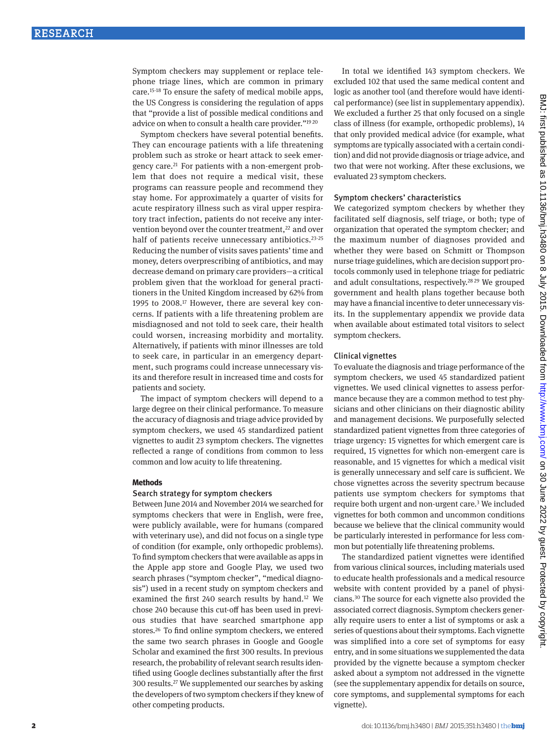Symptom checkers may supplement or replace telephone triage lines, which are common in primary care.[15-18] To ensure the safety of medical mobile apps, the US Congress is considering the regulation of apps that "provide a list of possible medical conditions and advice on when to consult a health care provider."[19 20]

Symptom checkers have several potential benefits. They can encourage patients with a life threatening problem such as stroke or heart attack to seek emergency care.[21] For patients with a non-emergent problem that does not require a medical visit, these programs can reassure people and recommend they stay home. For approximately a quarter of visits for acute respiratory illness such as viral upper respiratory tract infection, patients do not receive any intervention beyond over the counter treatment,[22] and over half of patients receive unnecessary antibiotics.[23-25] Reducing the number of visits saves patients' time and money, deters overprescribing of antibiotics, and may decrease demand on primary care providers—a critical problem given that the workload for general practitioners in the United Kingdom increased by 62% from 1995 to 2008.[17] However, there are several key concerns. If patients with a life threatening problem are misdiagnosed and not told to seek care, their health could worsen, increasing morbidity and mortality. Alternatively, if patients with minor illnesses are told to seek care, in particular in an emergency department, such programs could increase unnecessary visits and therefore result in increased time and costs for patients and society.

The impact of symptom checkers will depend to a large degree on their clinical performance. To measure the accuracy of diagnosis and triage advice provided by symptom checkers, we used 45 standardized patient vignettes to audit 23 symptom checkers. The vignettes reflected a range of conditions from common to less common and low acuity to life threatening.

## Methods

### Search strategy for symptom checkers

Between June 2014 and November 2014 we searched for symptoms checkers that were in English, were free, were publicly available, were for humans (compared with veterinary use), and did not focus on a single type of condition (for example, only orthopedic problems). To find symptom checkers that were available as apps in the Apple app store and Google Play, we used two search phrases ("symptom checker", "medical diagnosis") used in a recent study on symptom checkers and examined the first 240 search results by hand.[12] We chose 240 because this cut-off has been used in previous studies that have searched smartphone app stores.[26] To find online symptom checkers, we entered the same two search phrases in Google and Google Scholar and examined the first 300 results. In previous research, the probability of relevant search results identified using Google declines substantially after the first 300 results.[27] We supplemented our searches by asking the developers of two symptom checkers if they knew of other competing products.

In total we identified 143 symptom checkers. We excluded 102 that used the same medical content and logic as another tool (and therefore would have identical performance) (see list in supplementary appendix). We excluded a further 25 that only focused on a single class of illness (for example, orthopedic problems), 14 that only provided medical advice (for example, what symptoms are typically associated with a certain condition) and did not provide diagnosis or triage advice, and two that were not working. After these exclusions, we evaluated 23 symptom checkers.

### Symptom checkers' characteristics

We categorized symptom checkers by whether they facilitated self diagnosis, self triage, or both; type of organization that operated the symptom checker; and the maximum number of diagnoses provided and whether they were based on Schmitt or Thompson nurse triage guidelines, which are decision support protocols commonly used in telephone triage for pediatric and adult consultations, respectively.[28 29] We grouped government and health plans together because both may have a financial incentive to deter unnecessary visits. In the supplementary appendix we provide data when available about estimated total visitors to select symptom checkers.

### Clinical vignettes

To evaluate the diagnosis and triage performance of the symptom checkers, we used 45 standardized patient vignettes. We used clinical vignettes to assess performance because they are a common method to test physicians and other clinicians on their diagnostic ability and management decisions. We purposefully selected standardized patient vignettes from three categories of triage urgency: 15 vignettes for which emergent care is required, 15 vignettes for which non-emergent care is reasonable, and 15 vignettes for which a medical visit is generally unnecessary and self care is sufficient. We chose vignettes across the severity spectrum because patients use symptom checkers for symptoms that require both urgent and non-urgent care.[3] We included vignettes for both common and uncommon conditions because we believe that the clinical community would be particularly interested in performance for less common but potentially life threatening problems.

The standardized patient vignettes were identified from various clinical sources, including materials used to educate health professionals and a medical resource website with content provided by a panel of physicians.[30] The source for each vignette also provided the associated correct diagnosis. Symptom checkers generally require users to enter a list of symptoms or ask a series of questions about their symptoms. Each vignette was simplified into a core set of symptoms for easy entry, and in some situations we supplemented the data provided by the vignette because a symptom checker asked about a symptom not addressed in the vignette (see the supplementary appendix for details on source, core symptoms, and supplemental symptoms for each vignette).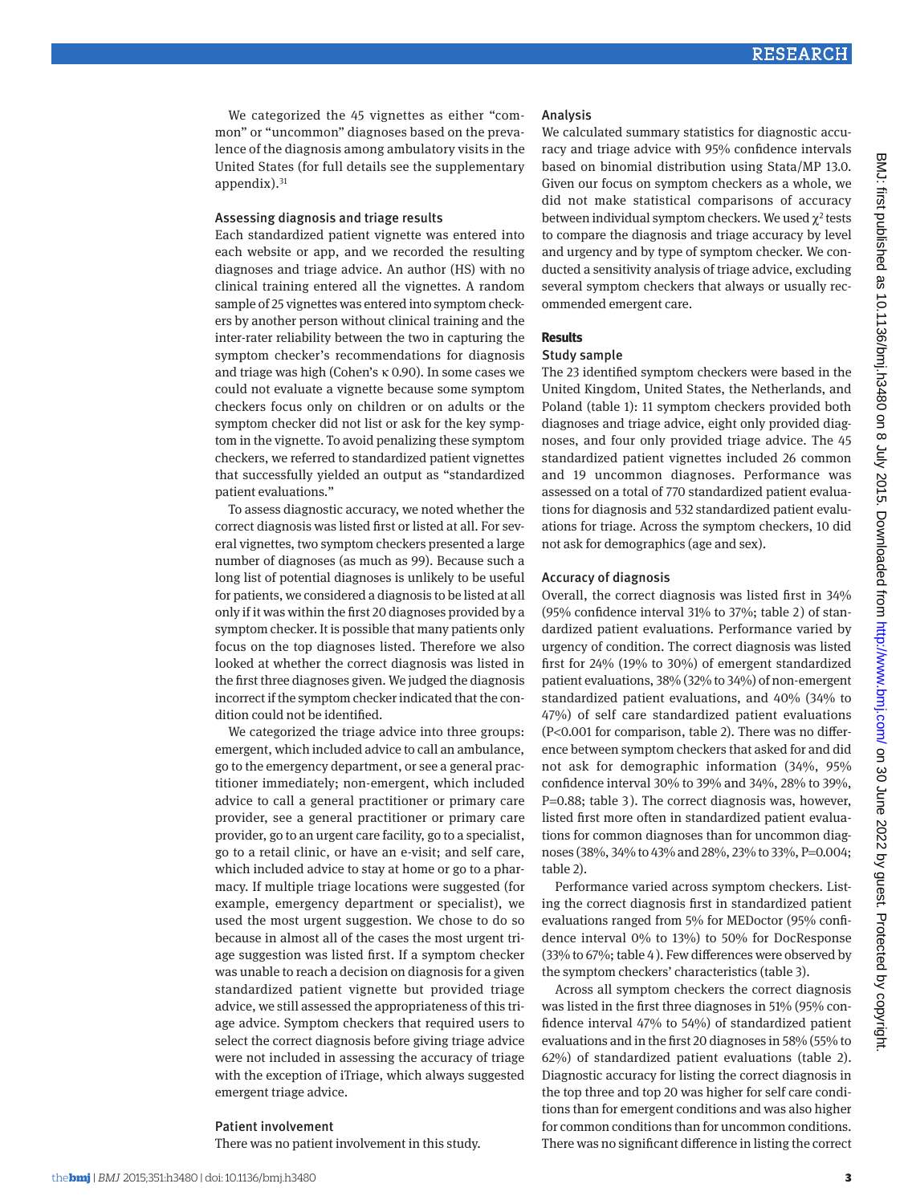We categorized the 45 vignettes as either "common" or "uncommon" diagnoses based on the prevalence of the diagnosis among ambulatory visits in the United States (for full details see the supplementary appendix).[31]

### Assessing diagnosis and triage results

Each standardized patient vignette was entered into each website or app, and we recorded the resulting diagnoses and triage advice. An author (HS) with no clinical training entered all the vignettes. A random sample of 25 vignettes was entered into symptom checkers by another person without clinical training and the inter-rater reliability between the two in capturing the symptom checker's recommendations for diagnosis and triage was high (Cohen's κ 0.90). In some cases we could not evaluate a vignette because some symptom checkers focus only on children or on adults or the symptom checker did not list or ask for the key symptom in the vignette. To avoid penalizing these symptom checkers, we referred to standardized patient vignettes that successfully yielded an output as "standardized patient evaluations."

To assess diagnostic accuracy, we noted whether the correct diagnosis was listed first or listed at all. For several vignettes, two symptom checkers presented a large number of diagnoses (as much as 99). Because such a long list of potential diagnoses is unlikely to be useful for patients, we considered a diagnosis to be listed at all only if it was within the first 20 diagnoses provided by a symptom checker. It is possible that many patients only focus on the top diagnoses listed. Therefore we also looked at whether the correct diagnosis was listed in the first three diagnoses given. We judged the diagnosis incorrect if the symptom checker indicated that the condition could not be identified.

We categorized the triage advice into three groups: emergent, which included advice to call an ambulance, go to the emergency department, or see a general practitioner immediately; non-emergent, which included advice to call a general practitioner or primary care provider, see a general practitioner or primary care provider, go to an urgent care facility, go to a specialist, go to a retail clinic, or have an e-visit; and self care, which included advice to stay at home or go to a pharmacy. If multiple triage locations were suggested (for example, emergency department or specialist), we used the most urgent suggestion. We chose to do so because in almost all of the cases the most urgent triage suggestion was listed first. If a symptom checker was unable to reach a decision on diagnosis for a given standardized patient vignette but provided triage advice, we still assessed the appropriateness of this triage advice. Symptom checkers that required users to select the correct diagnosis before giving triage advice were not included in assessing the accuracy of triage with the exception of iTriage, which always suggested emergent triage advice.

### Patient involvement

There was no patient involvement in this study.

### Analysis

We calculated summary statistics for diagnostic accuracy and triage advice with 95% confidence intervals based on binomial distribution using Stata/MP 13.0. Given our focus on symptom checkers as a whole, we did not make statistical comparisons of accuracy between individual symptom checkers. We used $\chi^2$ tests to compare the diagnosis and triage accuracy by level and urgency and by type of symptom checker. We conducted a sensitivity analysis of triage advice, excluding several symptom checkers that always or usually recommended emergent care.

## Results

### Study sample

The 23 identified symptom checkers were based in the United Kingdom, United States, the Netherlands, and Poland (table 1): 11 symptom checkers provided both diagnoses and triage advice, eight only provided diagnoses, and four only provided triage advice. The 45 standardized patient vignettes included 26 common and 19 uncommon diagnoses. Performance was assessed on a total of 770 standardized patient evaluations for diagnosis and 532 standardized patient evaluations for triage. Across the symptom checkers, 10 did not ask for demographics (age and sex).

### Accuracy of diagnosis

Overall, the correct diagnosis was listed first in 34% (95% confidence interval 31% to 37%; table 2) of standardized patient evaluations. Performance varied by urgency of condition. The correct diagnosis was listed first for 24% (19% to 30%) of emergent standardized patient evaluations, 38% (32% to 34%) of non-emergent standardized patient evaluations, and 40% (34% to 47%) of self care standardized patient evaluations ($P<0.001$ for comparison, table 2). There was no difference between symptom checkers that asked for and did not ask for demographic information (34%, 95% confidence interval 30% to 39% and 34%, 28% to 39%, $P=0.88$; table 3). The correct diagnosis was, however, listed first more often in standardized patient evaluations for common diagnoses than for uncommon diagnoses (38%, 34% to 43% and 28%, 23% to 33%, $P=0.004$; table 2).

Performance varied across symptom checkers. Listing the correct diagnosis first in standardized patient evaluations ranged from 5% for MEDoctor (95% confidence interval 0% to 13%) to 50% for DocResponse (33% to 67%; table 4). Few differences were observed by the symptom checkers' characteristics (table 3).

Across all symptom checkers the correct diagnosis was listed in the first three diagnoses in 51% (95% confidence interval 47% to 54%) of standardized patient evaluations and in the first 20 diagnoses in 58% (55% to 62%) of standardized patient evaluations (table 2). Diagnostic accuracy for listing the correct diagnosis in the top three and top 20 was higher for self care conditions than for emergent conditions and was also higher for common conditions than for uncommon conditions. There was no significant difference in listing the correct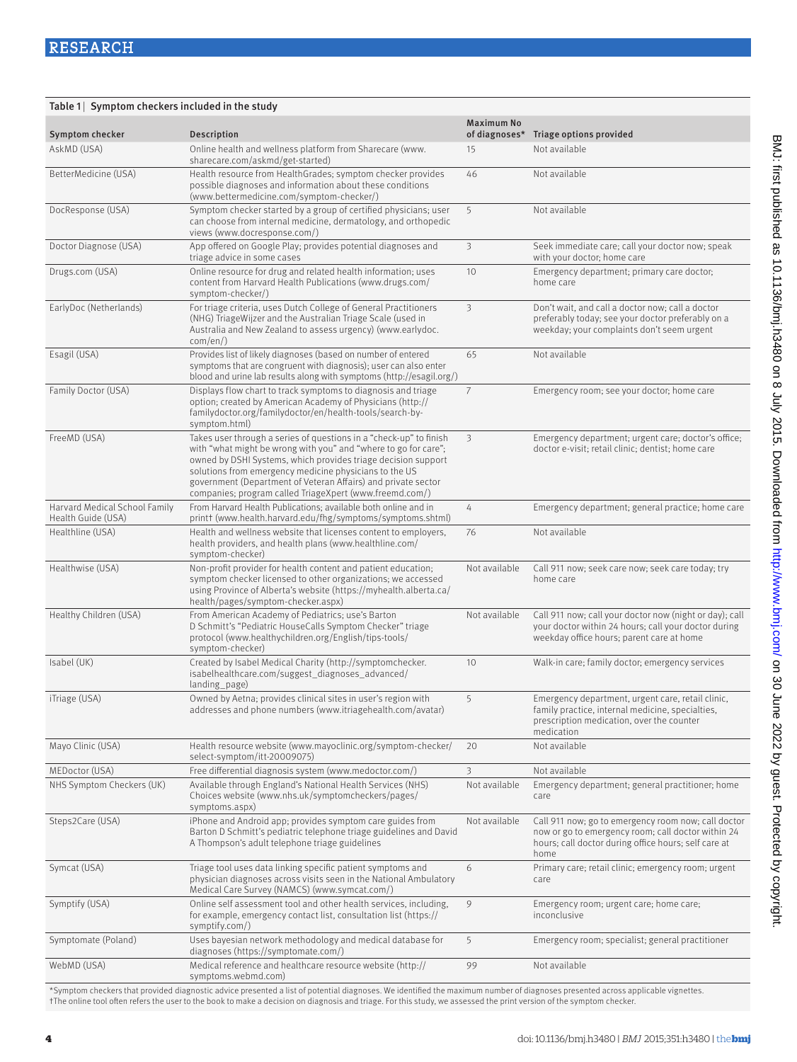**Table 1 | Symptom checkers included in the study**

| Symptom checker | Description | Maximum No of diagnoses* | Triage options provided |
|---|---|---|---|
| AskMD (USA) | Online health and wellness platform from Sharecare (www.sharecare.com/askmd/get-started) | 15 | Not available |
| BetterMedicine (USA) | Health resource from HealthGrades; symptom checker provides possible diagnoses and information about these conditions (www.bettermedicine.com/symptom-checker/) | 46 | Not available |
| DocResponse (USA) | Symptom checker started by a group of certified physicians; user can choose from internal medicine, dermatology, and orthopedic views (www.docresponse.com/) | 5 | Not available |
| Doctor Diagnose (USA) | App offered on Google Play; provides potential diagnoses and triage advice in some cases | 3 | Seek immediate care; call your doctor now; speak with your doctor; home care |
| Drugs.com (USA) | Online resource for drug and related health information; uses content from Harvard Health Publications (www.drugs.com/symptom-checker/) | 10 | Emergency department; primary care doctor; home care |
| EarlyDoc (Netherlands) | For triage criteria, uses Dutch College of General Practitioners (NHG) TriageWijzer and the Australian Triage Scale (used in Australia and New Zealand to assess urgency) (www.earlydoc.com/en/) | 3 | Don't wait, and call a doctor now; call a doctor preferably today; see your doctor preferably on a weekday; your complaints don't seem urgent |
| Esagil (USA) | Provides list of likely diagnoses (based on number of entered symptoms that are congruent with diagnosis); user can also enter blood and urine lab results along with symptoms (http://esagil.org/) | 65 | Not available |
| Family Doctor (USA) | Displays flow chart to track symptoms to diagnosis and triage option; created by American Academy of Physicians (http://familydoctor.org/familydoctor/en/health-tools/search-by-symptom.html) | 7 | Emergency room; see your doctor; home care |
| FreeMD (USA) | Takes user through a series of questions in a "check-up" to finish with "what might be wrong with you" and "where to go for care"; owned by DSHI Systems, which provides triage decision support solutions from emergency medicine physicians to the US government (Department of Veteran Affairs) and private sector companies; program called TriageXpert (www.freemd.com/) | 3 | Emergency department; urgent care; doctor's office; doctor e-visit; retail clinic; dentist; home care |
| Harvard Medical School Family Health Guide (USA) | From Harvard Health Publications; available both online and in print† (www.health.harvard.edu/fhg/symptoms/symptoms.shtml) | 4 | Emergency department; general practice; home care |
| Healthline (USA) | Health and wellness website that licenses content to employers, health providers, and health plans (www.healthline.com/symptom-checker) | 76 | Not available |
| Healthwise (USA) | Non-profit provider for health content and patient education; symptom checker licensed to other organizations; we accessed using Province of Alberta's website (https://myhealth.alberta.ca/health/pages/symptom-checker.aspx) | Not available | Call 911 now; seek care now; seek care today; try home care |
| Healthy Children (USA) | From American Academy of Pediatrics; use's Barton D Schmitt's "Pediatric HouseCalls Symptom Checker" triage protocol (www.healthychildren.org/English/tips-tools/symptom-checker) | Not available | Call 911 now; call your doctor now (night or day); call your doctor within 24 hours; call your doctor during weekday office hours; parent care at home |
| Isabel (UK) | Created by Isabel Medical Charity (http://symptomchecker.isabelhealthcare.com/suggest_diagnoses_advanced/landing_page) | 10 | Walk-in care; family doctor; emergency services |
| iTriage (USA) | Owned by Aetna; provides clinical sites in user's region with addresses and phone numbers (www.itriagehealth.com/avatar) | 5 | Emergency department, urgent care, retail clinic, family practice, internal medicine, specialties, prescription medication, over the counter medication |
| Mayo Clinic (USA) | Health resource website (www.mayoclinic.org/symptom-checker/select-symptom/itt-20009075) | 20 | Not available |
| MEDoctor (USA) | Free differential diagnosis system (www.medoctor.com/) | 3 | Not available |
| NHS Symptom Checkers (UK) | Available through England's National Health Services (NHS) Choices website (www.nhs.uk/symptomcheckers/pages/symptoms.aspx) | Not available | Emergency department; general practitioner; home care |
| Steps2Care (USA) | iPhone and Android app; provides symptom care guides from Barton D Schmitt's pediatric telephone triage guidelines and David A Thompson's adult telephone triage guidelines | Not available | Call 911 now; go to emergency room now; call doctor now or go to emergency room; call doctor within 24 hours; call doctor during office hours; self care at home |
| Symcat (USA) | Triage tool uses data linking specific patient symptoms and physician diagnoses across visits seen in the National Ambulatory Medical Care Survey (NAMCS) (www.symcat.com/) | 6 | Primary care; retail clinic; emergency room; urgent care |
| Symptify (USA) | Online self assessment tool and other health services, including, for example, emergency contact list, consultation list (https://symptify.com/) | 9 | Emergency room; urgent care; home care; inconclusive |
| Symptomate (Poland) | Uses bayesian network methodology and medical database for diagnoses (https://symptomate.com/) | 5 | Emergency room; specialist; general practitioner |
| WebMD (USA) | Medical reference and healthcare resource website (http://symptoms.webmd.com) | 99 | Not available |

*Symptom checkers that provided diagnostic advice presented a list of potential diagnoses. We identified the maximum number of diagnoses presented across applicable vignettes.
†The online tool often refers the user to the book to make a decision on diagnosis and triage. For this study, we assessed the print version of the symptom checker.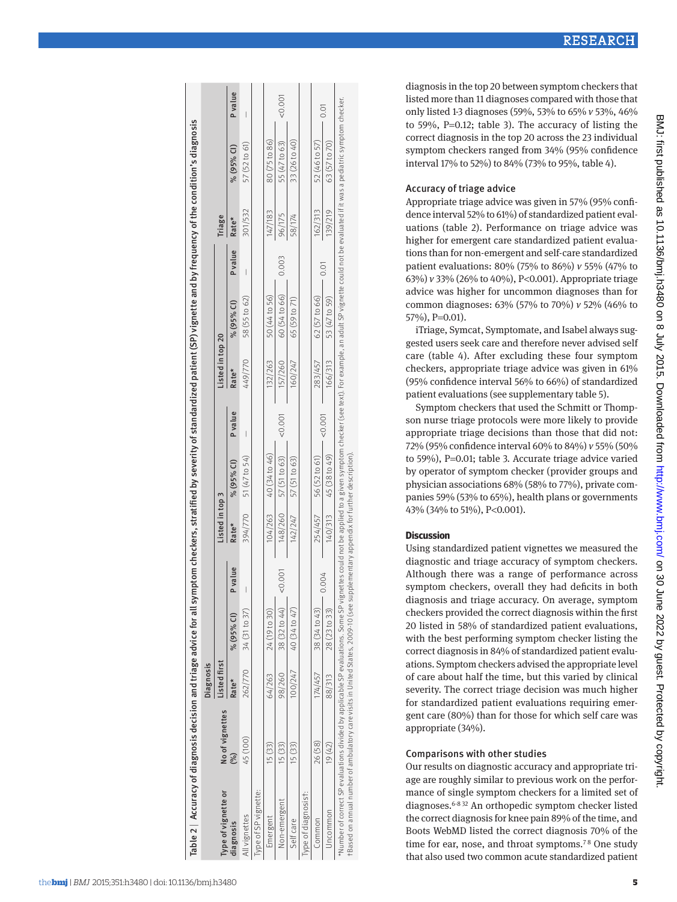Table 2 | Accuracy of diagnosis decision and triage advice for all symptom checkers, stratified by severity of standardized patient (SP) vignette and by frequency of the condition's diagnosis

| Type of vignette or diagnosis | No of vignettes (%) | Diagnosis | | | | | | | | | Triage | | |
|---|---|---|---|---|---|---|---|---|---|---|---|---|---|
| | | Listed first | | | Listed in top 3 | | | Listed in top 20 | | | | | |
| | | Rate* | % (95% CI) | P value | Rate* | % (95% CI) | P value | Rate* | % (95% CI) | P value | Rate* | % (95% CI) | P value |
| All vignettes | 45 (100) | 262/770 | 34 (31 to 37) | — | 394/770 | 51 (47 to 54) | — | 449/770 | 58 (55 to 62) | — | 301/532 | 57 (52 to 61) | — |
| Type of SP vignette: | | | | | | | | | | | | | |
| Emergent | 15 (33) | 64/263 | 24 (19 to 30) | <0.001 | 104/263 | 40 (34 to 46) | <0.001 | 132/263 | 50 (44 to 56) | 0.003 | 147/183 | 80 (75 to 86) | <0.001 |
| Non-emergent | 15 (33) | 98/260 | 38 (32 to 44) | | 148/260 | 57 (51 to 63) | | 157/260 | 60 (54 to 66) | | 96/175 | 55 (47 to 63) | |
| Self care | 15 (33) | 100/247 | 40 (34 to 47) | | 142/247 | 57 (51 to 63) | | 160/247 | 65 (59 to 71) | | 58/174 | 33 (26 to 40) | |
| Type of diagnosis†: | | | | | | | | | | | | | |
| Common | 26 (58) | 174/457 | 38 (34 to 43) | 0.004 | 254/457 | 56 (52 to 61) | <0.001 | 283/457 | 62 (57 to 66) | 0.01 | 162/313 | 52 (46 to 57) | 0.01 |
| Uncommon | 19 (42) | 88/313 | 28 (23 to 33) | | 140/313 | 45 (38 to 49) | | 166/313 | 53 (47 to 59) | | 139/219 | 63 (57 to 70) | |

*Number of correct SP evaluations divided by applicable SP evaluations. Some SP vignettes could not be applied to a given symptom checker (see text). For example, an adult SP vignette could not be evaluated if it was a pediatric symptom checker.
†Based on annual number of ambulatory care visits in United States, 2009-10 (see supplementary appendix for further description).

diagnosis in the top 20 between symptom checkers that listed more than 11 diagnoses compared with those that only listed 1-3 diagnoses (59%, 53% to 65% *v* 53%, 46% to 59%, P=0.12; table 3). The accuracy of listing the correct diagnosis in the top 20 across the 23 individual symptom checkers ranged from 34% (95% confidence interval 17% to 52%) to 84% (73% to 95%, table 4).

### Accuracy of triage advice

Appropriate triage advice was given in 57% (95% confidence interval 52% to 61%) of standardized patient evaluations (table 2). Performance on triage advice was higher for emergent care standardized patient evaluations than for non-emergent and self-care standardized patient evaluations: 80% (75% to 86%) *v* 55% (47% to 63%) *v* 33% (26% to 40%), P<0.001). Appropriate triage advice was higher for uncommon diagnoses than for common diagnoses: 63% (57% to 70%) *v* 52% (46% to 57%), P=0.01).

iTriage, Symcat, Symptomate, and Isabel always suggested users seek care and therefore never advised self care (table 4). After excluding these four symptom checkers, appropriate triage advice was given in 61% (95% confidence interval 56% to 66%) of standardized patient evaluations (see supplementary table 5).

Symptom checkers that used the Schmitt or Thompson nurse triage protocols were more likely to provide appropriate triage decisions than those that did not: 72% (95% confidence interval 60% to 84%) *v* 55% (50% to 59%), P=0.01; table 3. Accurate triage advice varied by operator of symptom checker (provider groups and physician associations 68% (58% to 77%), private companies 59% (53% to 65%), health plans or governments 43% (34% to 51%), P<0.001).

## Discussion

Using standardized patient vignettes we measured the diagnostic and triage accuracy of symptom checkers. Although there was a range of performance across symptom checkers, overall they had deficits in both diagnosis and triage accuracy. On average, symptom checkers provided the correct diagnosis within the first 20 listed in 58% of standardized patient evaluations, with the best performing symptom checker listing the correct diagnosis in 84% of standardized patient evaluations. Symptom checkers advised the appropriate level of care about half the time, but this varied by clinical severity. The correct triage decision was much higher for standardized patient evaluations requiring emergent care (80%) than for those for which self care was appropriate (34%).

### Comparisons with other studies

Our results on diagnostic accuracy and appropriate triage are roughly similar to previous work on the performance of single symptom checkers for a limited set of diagnoses.[6-8 32] An orthopedic symptom checker listed the correct diagnosis for knee pain 89% of the time, and Boots WebMD listed the correct diagnosis 70% of the time for ear, nose, and throat symptoms.[7 8] One study that also used two common acute standardized patient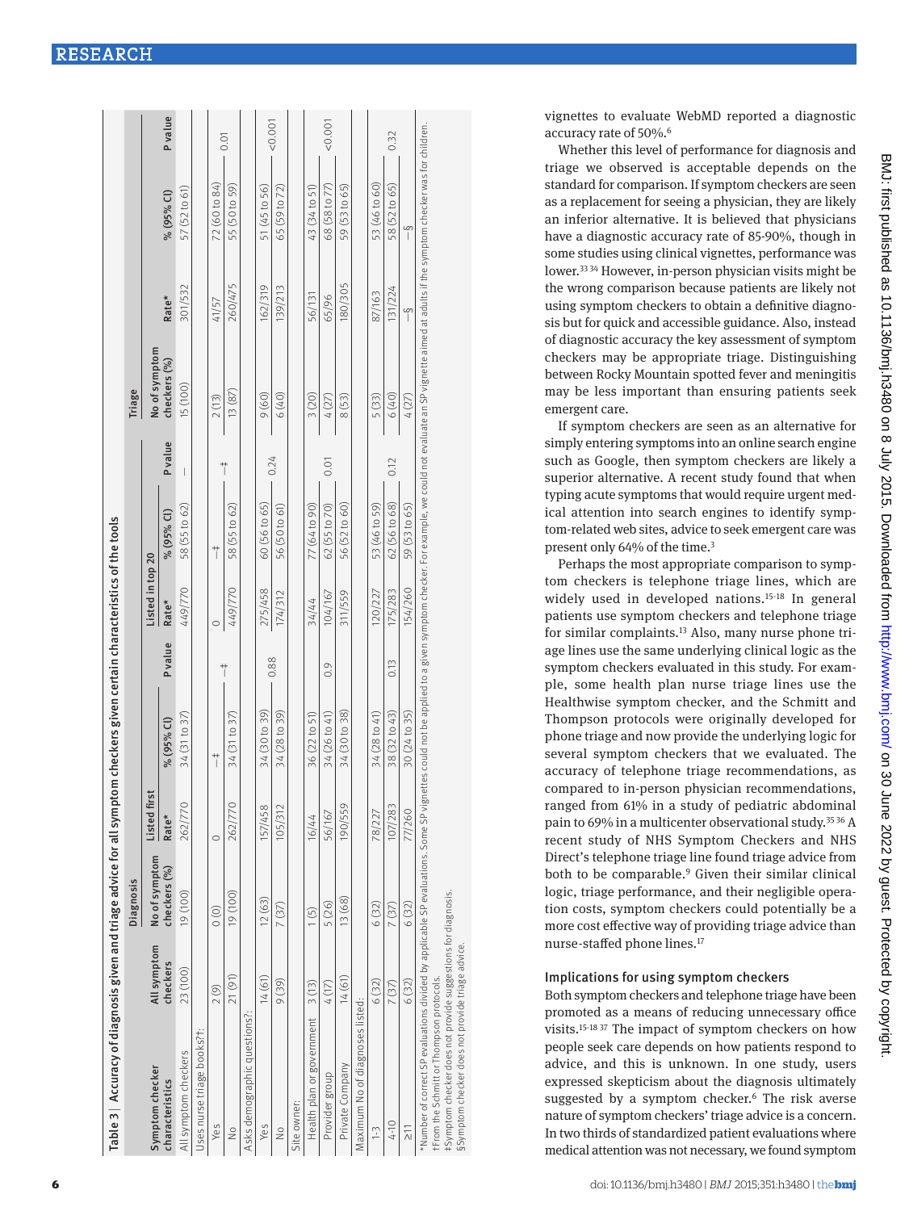Table 3 | Accuracy of diagnosis given and triage advice for all symptom checkers given certain characteristics of the tools

| Symptom checker characteristics | All symptom checkers | Diagnosis | | | | | | | | Triage | | | |
|---|---|---|---|---|---|---|---|---|---|---|---|---|---|
| | | No of symptom checkers (%) | Listed first | | | Listed in top 20 | | | | No of symptom checkers (%) | Rate* | % (95% CI) | P value |
| | | | Rate* | % (95% CI) | P value | Rate* | % (95% CI) | P value | | | | | |
| All symptom checkers | 23 (100) | 19 (100) | 262/770 | 34 (31 to 37) | | 449/770 | 58 (55 to 62) | — | | 15 (100) | 301/532 | 57 (52 to 61) | |
| Uses nurse triage books?†: | | | | | | | | | | | | | |
| Yes | 2 (9) | 0 (0) | 0 | —‡ | —‡ | 0 | —‡ | —‡ | | 2 (13) | 41/57 | 72 (60 to 84) | 0.01 |
| No | 21 (91) | 19 (100) | 262/770 | 34 (31 to 37) | | 449/770 | 58 (55 to 62) | | | 13 (87) | 260/475 | 55 (50 to 59) | |
| Asks demographic questions?: | | | | | | | | | | | | | |
| Yes | 14 (61) | 12 (63) | 157/458 | 34 (30 to 39) | 0.88 | 275/458 | 60 (56 to 65) | 0.24 | | 9 (60) | 162/319 | 51 (45 to 56) | <0.001 |
| No | 9 (39) | 7 (37) | 105/312 | 34 (28 to 39) | | 174/312 | 56 (50 to 61) | | | 6 (40) | 139/213 | 65 (59 to 72) | |
| Site owner: | | | | | | | | | | | | | |
| Health plan or government | 3 (13) | 1 (5) | 16/44 | 36 (22 to 51) | | 34/44 | 77 (64 to 90) | | | 3 (20) | 56/131 | 43 (34 to 51) | |
| Provider group | 4 (17) | 5 (26) | 56/167 | 34 (26 to 41) | 0.9 | 104/167 | 62 (55 to 70) | 0.01 | | 4 (27) | 65/96 | 68 (58 to 77) | <0.001 |
| Private Company | 14 (61) | 13 (68) | 190/559 | 34 (30 to 38) | | 311/559 | 56 (52 to 60) | | | 8 (53) | 180/305 | 59 (53 to 65) | |
| Maximum No of diagnoses listed: | | | | | | | | | | | | | |
| 1-3 | 6 (32) | 6 (32) | 78/227 | 34 (28 to 41) | | 120/227 | 53 (46 to 59) | | | 5 (33) | 87/163 | 53 (46 to 60) | |
| 4-10 | 7 (37) | 7 (37) | 107/283 | 38 (32 to 43) | 0.13 | 175/283 | 62 (56 to 68) | 0.12 | | 6 (40) | 131/224 | 58 (52 to 65) | 0.32 |
| ≥11 | 6 (32) | 6 (32) | 77/260 | 30 (24 to 35) | | 154/260 | 59 (53 to 65) | | | 4 (27) | —§ | —§ | |

*Number of correct SP evaluations divided by applicable SP evaluations. Some SP vignettes could not be applied to a given symptom checker. For example, we could not evaluate an SP vignette aimed at adults if the symptom checker was for children.
†From the Schmitt or Thompson protocols.
‡Symptom checker does not provide suggestions for diagnosis.
§Symptom checker does not provide triage advice.

vignettes to evaluate WebMD reported a diagnostic accuracy rate of 50%.[6]

Whether this level of performance for diagnosis and triage we observed is acceptable depends on the standard for comparison. If symptom checkers are seen as a replacement for seeing a physician, they are likely an inferior alternative. It is believed that physicians have a diagnostic accuracy rate of 85-90%, though in some studies using clinical vignettes, performance was lower.[33,34] However, in-person physician visits might be the wrong comparison because patients are likely not using symptom checkers to obtain a definitive diagnosis but for quick and accessible guidance. Also, instead of diagnostic accuracy the key assessment of symptom checkers may be appropriate triage. Distinguishing between Rocky Mountain spotted fever and meningitis may be less important than ensuring patients seek emergent care.

If symptom checkers are seen as an alternative for simply entering symptoms into an online search engine such as Google, then symptom checkers are likely a superior alternative. A recent study found that when typing acute symptoms that would require urgent medical attention into search engines to identify symptom-related web sites, advice to seek emergent care was present only 64% of the time.[3]

Perhaps the most appropriate comparison to symptom checkers is telephone triage lines, which are widely used in developed nations.[15-18] In general patients use symptom checkers and telephone triage for similar complaints.[13] Also, many nurse phone triage lines use the same underlying clinical logic as the symptom checkers evaluated in this study. For example, some health plan nurse triage lines use the Healthwise symptom checker, and the Schmitt and Thompson protocols were originally developed for phone triage and now provide the underlying logic for several symptom checkers that we evaluated. The accuracy of telephone triage recommendations, as compared to in-person physician recommendations, ranged from 61% in a study of pediatric abdominal pain to 69% in a multicenter observational study.[35,36] A recent study of NHS Symptom Checkers and NHS Direct's telephone triage line found triage advice from both to be comparable.[9] Given their similar clinical logic, triage performance, and their negligible operation costs, symptom checkers could potentially be a more cost effective way of providing triage advice than nurse-staffed phone lines.[17]

### Implications for using symptom checkers

Both symptom checkers and telephone triage have been promoted as a means of reducing unnecessary office visits.[15-18,37] The impact of symptom checkers on how people seek care depends on how patients respond to advice, and this is unknown. In one study, users expressed skepticism about the diagnosis ultimately suggested by a symptom checker.[6] The risk averse nature of symptom checkers' triage advice is a concern. In two thirds of standardized patient evaluations where medical attention was not necessary, we found symptom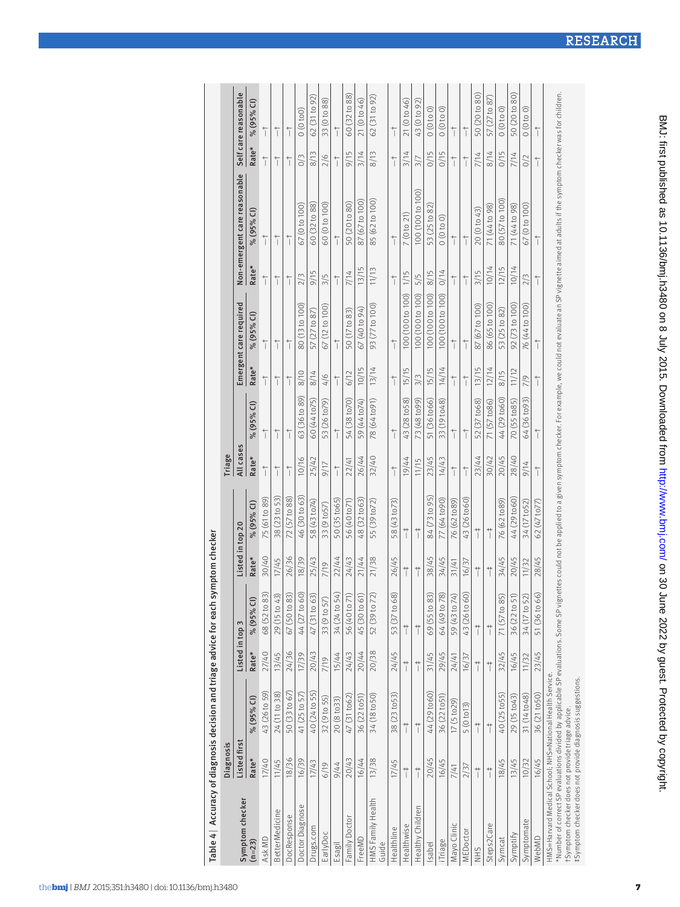Table 4 | Accuracy of diagnosis decision and triage advice for each symptom checker

| Symptom checker (n=23) | Diagnosis | | | | | | Triage | | | | | | | |
|---|---|---|---|---|---|---|---|---|---|---|---|---|---|---|
| | Listed first | | Listed in top 3 | | Listed in top 20 | | All cases | | Emergent care required | | Non-emergent care reasonable | | Self care reasonable | |
| | Rate* | % (95% CI) | Rate* | % (95% CI) | Rate* | % (95% CI) | Rate* | % (95% CI) | Rate* | % (95% CI) | Rate* | % (95% CI) | Rate* | % (95% CI) |
| Ask MD | 17/40 | 43 (26 to 59) | 27/40 | 68 (52 to 83) | 30/40 | 75 (61 to 89) | —† | —† | —† | —† | —† | —† | —† | —† |
| BetterMedicine | 11/45 | 24 (11 to 38) | 13/45 | 29 (15 to 43) | 17/45 | 38 (23 to 53) | —† | —† | —† | —† | —† | —† | —† | —† |
| DocResponse | 18/36 | 50 (33 to 67) | 24/36 | 67 (50 to 83) | 26/36 | 72 (57 to 88) | —† | —† | —† | —† | —† | —† | —† | —† |
| Doctor Diagnose | 16/39 | 41 (25 to 57) | 17/39 | 44 (27 to 60) | 18/39 | 46 (30 to 63) | 10/16 | 63 (36 to 89) | 8/10 | 80 (13 to 100) | 2/3 | 67 (0 to 100) | 0/3 | 0 (0 to0) |
| Drugs.com | 17/43 | 40 (24 to 55) | 20/43 | 47 (31 to 63) | 25/43 | 58 (43 to74) | 25/42 | 60 (44 to75) | 8/14 | 57 (27 to 87) | 9/15 | 60 (32 to 88) | 8/13 | 62 (31 to 92) |
| EarlyDoc | 6/19 | 32 (9 to 55) | 7/19 | 33 (9 to 57) | 7/19 | 33 (9 to57) | 9/17 | 53 (26 to79) | 4/6 | 67 (12 to 100) | 3/5 | 60 (0 to 100) | 2/6 | 33 (0 to 88) |
| Esagil | 9/44 | 20 (8 to33) | 15/44 | 34 (24 to 54) | 22/44 | 50 (35 to65) | —† | —† | —† | —† | —† | —† | —† | —† |
| Family Doctor | 20/43 | 47 (31 to62) | 24/43 | 56 (40 to 71) | 24/43 | 56 (40 to71) | 22/41 | 54 (38 to70) | 6/12 | 50 (17to 83) | 7/14 | 50 (20 to 80) | 9/15 | 60 (32 to 88) |
| FreeMD | 16/44 | 36 (22 to51) | 20/44 | 45 (30 to 61) | 21/44 | 48 (32 to63) | 26/44 | 59 (44 to74) | 10/15 | 67 (40 to 94) | 13/15 | 87 (67 to 100) | 3/14 | 21 (0 to 46) |
| HMS Family Health Guide | 13/38 | 34 (18 to50) | 20/38 | 52 (39 to 72) | 21/38 | 55 (39 to72) | 32/40 | 78 (64 to91) | 13/14 | 93 (77 to 100) | 11/13 | 85 (62 to 100) | 8/13 | 62 (31 to 92) |
| Healthline | 17/45 | 38 (23 to53) | 24/45 | 53 (37 to 68) | 26/45 | 58 (43 to73) | —† | —† | —† | —† | —† | —† | —† | —† |
| Healthwise | —‡ | —‡ | —‡ | —‡ | —‡ | —‡ | 19/44 | 43 (28 to58) | 15/15 | 100 (100 to 100) | 1/15 | 7 (0 to 21) | 3/14 | 21 (0 to 46) |
| Healthy Children | —‡ | —‡ | —‡ | —‡ | —‡ | —‡ | 11/15 | 73 (48 to99) | 3/3 | 100 (100 to 100) | 5/5 | 100 (100 to 100) | 3/7 | 43 (0 to 92) |
| Isabel | 20/45 | 44 (29 to60) | 31/45 | 69 (55 to 83) | 38/45 | 84 (73 to 95) | 23/45 | 51 (36 to66) | 15/15 | 100 (100 to 100) | 8/15 | 53 (25 to 82) | 0/15 | 0 (0 to 0) |
| iTriage | 16/45 | 36 (22 to51) | 29/45 | 64 (49 to 78) | 34/45 | 77 (64 to90) | 14/43 | 33 (19 to48) | 14/14 | 100 (100 to 100) | 0/14 | 0 (0 to 0) | 0/15 | 0 (0 to 0) |
| Mayo Clinic | 7/41 | 17 (5 to29) | 24/41 | 59 (43 to 74) | 31/41 | 76 (62 to89) | —† | —† | —† | —† | —† | —† | —† | —† |
| MEDoctor | 2/37 | 5 (0 to13) | 16/37 | 43 (26 to 60) | 16/37 | 43 (26 to60) | —† | —† | —† | —† | —† | —† | —† | —† |
| NHS | —‡ | —‡ | —‡ | —‡ | —‡ | —‡ | 23/44 | 52 (37 to68) | 13/15 | 87 (67 to 100) | 3/15 | 20 (0 to 43) | 7/14 | 50 (20 to 80) |
| Steps2Care | —‡ | —‡ | —‡ | —‡ | —‡ | —‡ | 30/42 | 71 (57 to86) | 12/14 | 86 (65 to 100) | 10/14 | 71 (44 to 98) | 8/14 | 57 (27 to 87) |
| Symcat | 18/45 | 40 (25 to55) | 32/45 | 71 (57 to 85) | 34/45 | 76 (62 to89) | 20/45 | 44 (29 to60) | 8/15 | 53 (25 to 82) | 12/15 | 80 (57 to 100) | 0/15 | 0 (0 to 0) |
| Symptify | 13/45 | 29 (15 to43) | 16/45 | 36 (22 to 51) | 20/45 | 44 (29 to60) | 28/40 | 70 (55 to85) | 11/12 | 92 (73 to 100) | 10/14 | 71 (44 to 98) | 7/14 | 50 (20 to 80) |
| Symptomate | 10/32 | 31 (14 to48) | 11/32 | 34 (17 to 52) | 11/32 | 34 (17 to52) | 9/14 | 64 (36 to93) | 7/9 | 76 (44 to 100) | 2/3 | 67 (0 to 100) | 0/2 | 0 (0 to 0) |
| WebMD | 16/45 | 36 (21 to50) | 23/45 | 51 (36 to 66) | 28/45 | 62 (47 to77) | —† | —† | —† | —† | —† | —† | —† | —† |

HMS=Harvard Medical School; NHS=National Health Service.
*Number of correct SP evaluations divided by applicable SP evaluations. Some SP vignettes could not be applied to a given symptom checker. For example, we could not evaluate an SP vignette aimed at adults if the symptom checker was for children.
†Symptom checker does not provide triage advice.
‡Symptom checker does not provide diagnosis suggestions.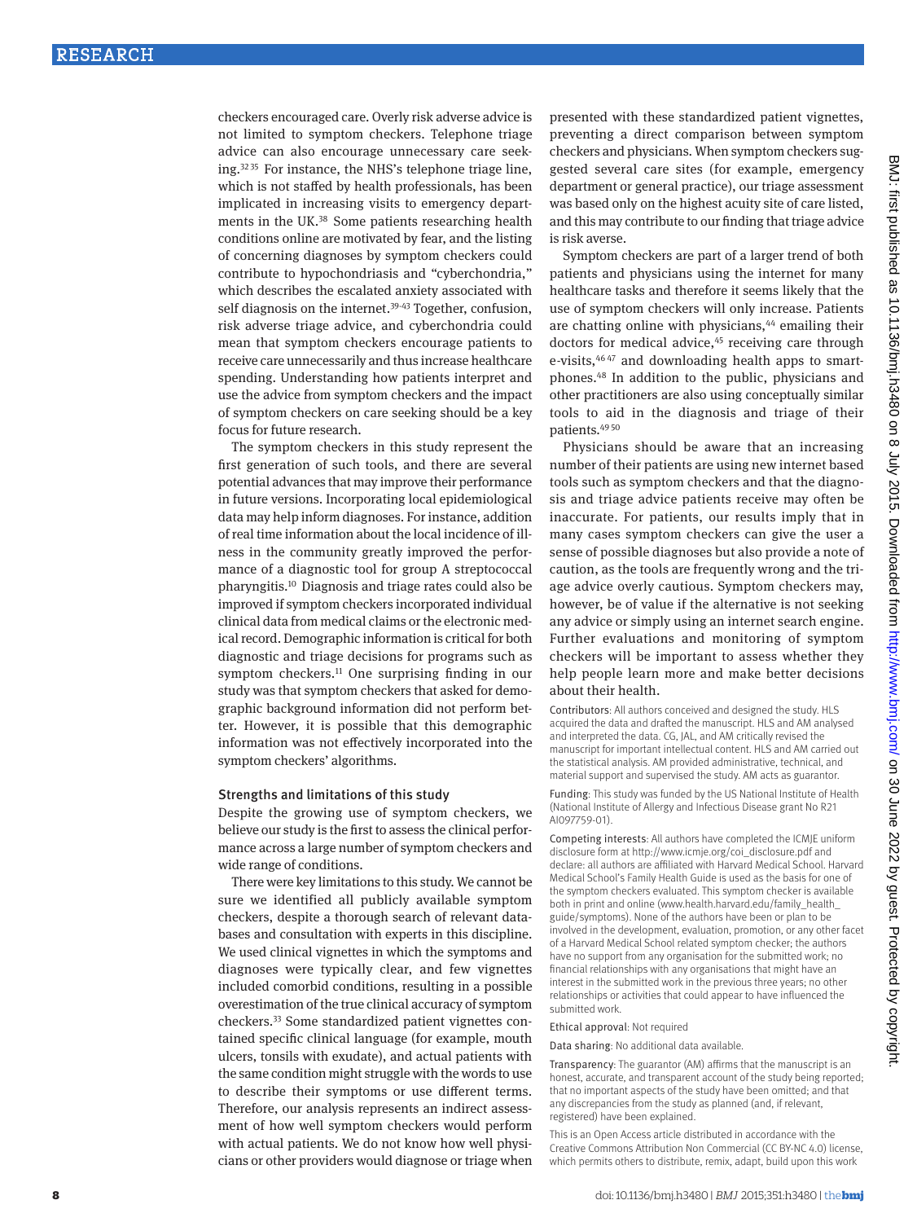checkers encouraged care. Overly risk adverse advice is not limited to symptom checkers. Telephone triage advice can also encourage unnecessary care seeking.[32 35] For instance, the NHS's telephone triage line, which is not staffed by health professionals, has been implicated in increasing visits to emergency departments in the UK.[38] Some patients researching health conditions online are motivated by fear, and the listing of concerning diagnoses by symptom checkers could contribute to hypochondriasis and "cyberchondria," which describes the escalated anxiety associated with self diagnosis on the internet.[39-43] Together, confusion, risk adverse triage advice, and cyberchondria could mean that symptom checkers encourage patients to receive care unnecessarily and thus increase healthcare spending. Understanding how patients interpret and use the advice from symptom checkers and the impact of symptom checkers on care seeking should be a key focus for future research.

The symptom checkers in this study represent the first generation of such tools, and there are several potential advances that may improve their performance in future versions. Incorporating local epidemiological data may help inform diagnoses. For instance, addition of real time information about the local incidence of illness in the community greatly improved the performance of a diagnostic tool for group A streptococcal pharyngitis.[10] Diagnosis and triage rates could also be improved if symptom checkers incorporated individual clinical data from medical claims or the electronic medical record. Demographic information is critical for both diagnostic and triage decisions for programs such as symptom checkers.[11] One surprising finding in our study was that symptom checkers that asked for demographic background information did not perform better. However, it is possible that this demographic information was not effectively incorporated into the symptom checkers' algorithms.

### Strengths and limitations of this study

Despite the growing use of symptom checkers, we believe our study is the first to assess the clinical performance across a large number of symptom checkers and wide range of conditions.

There were key limitations to this study. We cannot be sure we identified all publicly available symptom checkers, despite a thorough search of relevant databases and consultation with experts in this discipline. We used clinical vignettes in which the symptoms and diagnoses were typically clear, and few vignettes included comorbid conditions, resulting in a possible overestimation of the true clinical accuracy of symptom checkers.[33] Some standardized patient vignettes contained specific clinical language (for example, mouth ulcers, tonsils with exudate), and actual patients with the same condition might struggle with the words to use to describe their symptoms or use different terms. Therefore, our analysis represents an indirect assessment of how well symptom checkers would perform with actual patients. We do not know how well physicians or other providers would diagnose or triage when presented with these standardized patient vignettes, preventing a direct comparison between symptom checkers and physicians. When symptom checkers suggested several care sites (for example, emergency department or general practice), our triage assessment was based only on the highest acuity site of care listed, and this may contribute to our finding that triage advice is risk averse.

Symptom checkers are part of a larger trend of both patients and physicians using the internet for many healthcare tasks and therefore it seems likely that the use of symptom checkers will only increase. Patients are chatting online with physicians,[44] emailing their doctors for medical advice,[45] receiving care through e-visits,[46 47] and downloading health apps to smartphones.[48] In addition to the public, physicians and other practitioners are also using conceptually similar tools to aid in the diagnosis and triage of their patients.[49 50]

Physicians should be aware that an increasing number of their patients are using new internet based tools such as symptom checkers and that the diagnosis and triage advice patients receive may often be inaccurate. For patients, our results imply that in many cases symptom checkers can give the user a sense of possible diagnoses but also provide a note of caution, as the tools are frequently wrong and the triage advice overly cautious. Symptom checkers may, however, be of value if the alternative is not seeking any advice or simply using an internet search engine. Further evaluations and monitoring of symptom checkers will be important to assess whether they help people learn more and make better decisions about their health.

Contributors: All authors conceived and designed the study. HLS acquired the data and drafted the manuscript. HLS and AM analysed and interpreted the data. CG, JAL, and AM critically revised the manuscript for important intellectual content. HLS and AM carried out the statistical analysis. AM provided administrative, technical, and material support and supervised the study. AM acts as guarantor.

Funding: This study was funded by the US National Institute of Health (National Institute of Allergy and Infectious Disease grant No R21 AI097759-01).

Competing interests: All authors have completed the ICMJE uniform disclosure form at http://www.icmje.org/coi_disclosure.pdf and declare: all authors are affiliated with Harvard Medical School. Harvard Medical School's Family Health Guide is used as the basis for one of the symptom checkers evaluated. This symptom checker is available both in print and online (www.health.harvard.edu/family_health_guide/symptoms). None of the authors have been or plan to be involved in the development, evaluation, promotion, or any other facet of a Harvard Medical School related symptom checker; the authors have no support from any organisation for the submitted work; no financial relationships with any organisations that might have an interest in the submitted work in the previous three years; no other relationships or activities that could appear to have influenced the submitted work.

Ethical approval: Not required

Data sharing: No additional data available.

Transparency: The guarantor (AM) affirms that the manuscript is an honest, accurate, and transparent account of the study being reported; that no important aspects of the study have been omitted; and that any discrepancies from the study as planned (and, if relevant, registered) have been explained.

This is an Open Access article distributed in accordance with the Creative Commons Attribution Non Commercial (CC BY-NC 4.0) license, which permits others to distribute, remix, adapt, build upon this work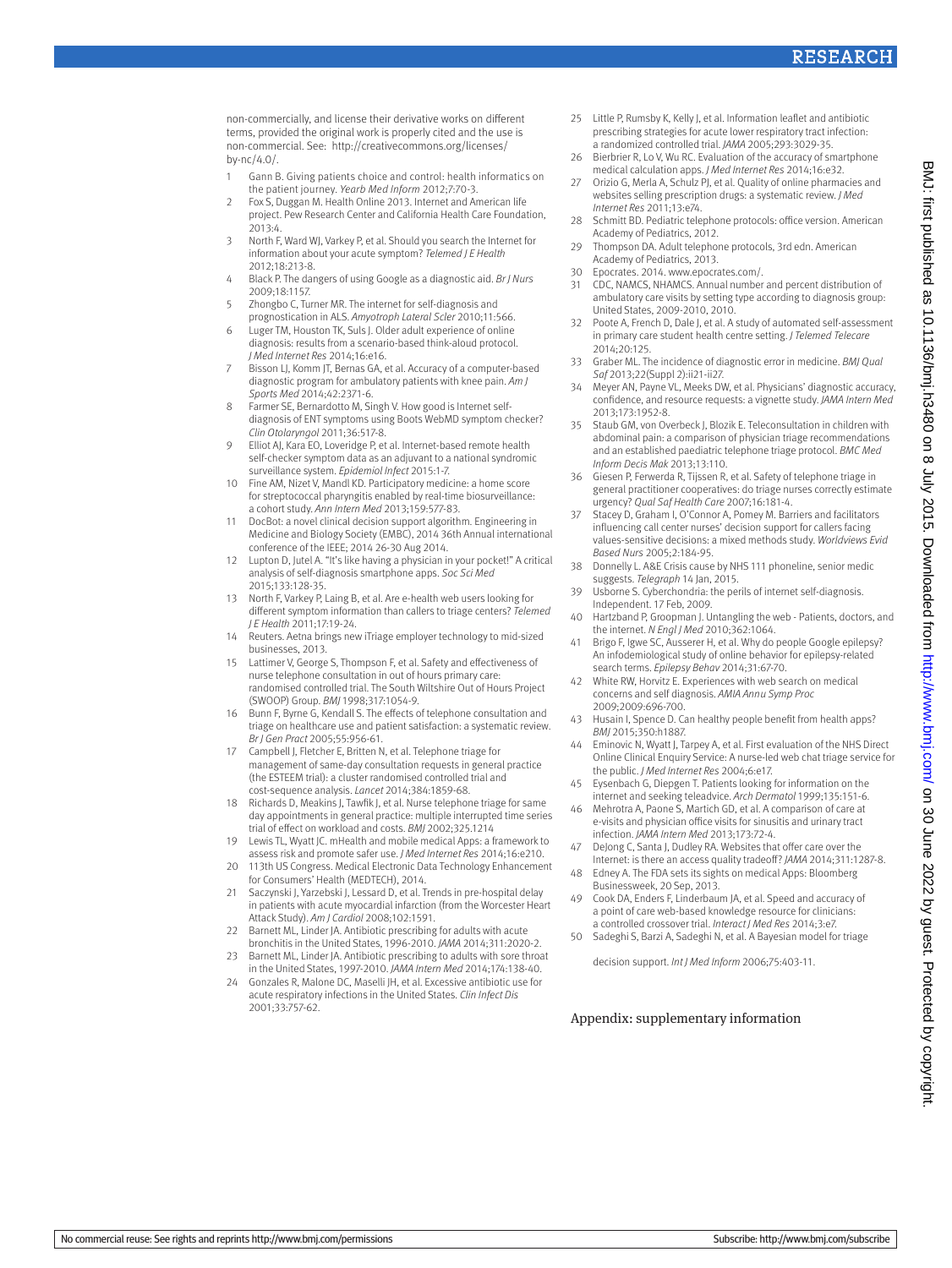non-commercially, and license their derivative works on different terms, provided the original work is properly cited and the use is non-commercial. See: http://creativecommons.org/licenses/by-nc/4.0/.

1. Gann B. Giving patients choice and control: health informatics on the patient journey. *Yearb Med Inform* 2012;7:70-3.
2. Fox S, Duggan M. Health Online 2013. Internet and American life project. Pew Research Center and California Health Care Foundation, 2013:4.
3. North F, Ward WJ, Varkey P, et al. Should you search the Internet for information about your acute symptom? *Telemed J E Health* 2012;18:213-8.
4. Black P. The dangers of using Google as a diagnostic aid. *Br J Nurs* 2009;18:1157.
5. Zhongbo C, Turner MR. The internet for self-diagnosis and prognostication in ALS. *Amyotroph Lateral Scler* 2010;11:566.
6. Luger TM, Houston TK, Suls J. Older adult experience of online diagnosis: results from a scenario-based think-aloud protocol. *J Med Internet Res* 2014;16:e16.
7. Bisson LJ, Komm JT, Bernas GA, et al. Accuracy of a computer-based diagnostic program for ambulatory patients with knee pain. *Am J Sports Med* 2014;42:2371-6.
8. Farmer SE, Bernadotto M, Singh V. How good is Internet self-diagnosis of ENT symptoms using Boots WebMD symptom checker? *Clin Otolaryngol* 2011;36:517-8.
9. Elliot AJ, Kara EO, Loveridge P, et al. Internet-based remote health self-checker symptom data as an adjuvant to a national syndromic surveillance system. *Epidemiol Infect* 2015:1-7.
10. Fine AM, Nizet V, Mandl KD. Participatory medicine: a home score for streptococcal pharyngitis enabled by real-time biosurveillance: a cohort study. *Ann Intern Med* 2013;159:577-83.
11. DocBot: a novel clinical decision support algorithm. Engineering in Medicine and Biology Society (EMBC), 2014 36th Annual international conference of the IEEE; 2014 26-30 Aug 2014.
12. Lupton D, Jutel A. "It's like having a physician in your pocket!" A critical analysis of self-diagnosis smartphone apps. *Soc Sci Med* 2015;133:128-35.
13. North F, Varkey P, Laing B, et al. Are e-health web users looking for different symptom information than callers to triage centers? *Telemed J E Health* 2011;17:19-24.
14. Reuters. Aetna brings new iTriage employer technology to mid-sized businesses, 2013.
15. Lattimer V, George S, Thompson F, et al. Safety and effectiveness of nurse telephone consultation in out of hours primary care: randomised controlled trial. The South Wiltshire Out of Hours Project (SWOOP) Group. *BMJ* 1998;317:1054-9.
16. Bunn F, Byrne G, Kendall S. The effects of telephone consultation and triage on healthcare use and patient satisfaction: a systematic review. *Br J Gen Pract* 2005;55:956-61.
17. Campbell J, Fletcher E, Britten N, et al. Telephone triage for management of same-day consultation requests in general practice (the ESTEEM trial): a cluster randomised controlled trial and cost-sequence analysis. *Lancet* 2014;384:1859-68.
18. Richards D, Meakins J, Tawfik J, et al. Nurse telephone triage for same day appointments in general practice: multiple interrupted time series trial of effect on workload and costs. *BMJ* 2002;325.1214
19. Lewis TL, Wyatt JC. mHealth and mobile medical Apps: a framework to assess risk and promote safer use. *J Med Internet Res* 2014;16:e210.
20. 113th US Congress. Medical Electronic Data Technology Enhancement for Consumers' Health (MEDTECH), 2014.
21. Saczynski J, Yarzebski J, Lessard D, et al. Trends in pre-hospital delay in patients with acute myocardial infarction (from the Worcester Heart Attack Study). *Am J Cardiol* 2008;102:1591.
22. Barnett ML, Linder JA. Antibiotic prescribing for adults with acute bronchitis in the United States, 1996-2010. *JAMA* 2014;311:2020-2.
23. Barnett ML, Linder JA. Antibiotic prescribing to adults with sore throat in the United States, 1997-2010. *JAMA Intern Med* 2014;174:138-40.
24. Gonzales R, Malone DC, Maselli JH, et al. Excessive antibiotic use for acute respiratory infections in the United States. *Clin Infect Dis* 2001;33:757-62.
25. Little P, Rumsby K, Kelly J, et al. Information leaflet and antibiotic prescribing strategies for acute lower respiratory tract infection: a randomized controlled trial. *JAMA* 2005;293:3029-35.
26. Bierbrier R, Lo V, Wu RC. Evaluation of the accuracy of smartphone medical calculation apps. *J Med Internet Res* 2014;16:e32.
27. Orizio G, Merla A, Schulz PJ, et al. Quality of online pharmacies and websites selling prescription drugs: a systematic review. *J Med Internet Res* 2011;13:e74.
28. Schmitt BD. Pediatric telephone protocols: office version. American Academy of Pediatrics, 2012.
29. Thompson DA. Adult telephone protocols, 3rd edn. American Academy of Pediatrics, 2013.
30. Epocrates. 2014. www.epocrates.com/.
31. CDC, NAMCS, NHAMCS. Annual number and percent distribution of ambulatory care visits by setting type according to diagnosis group: United States, 2009-2010, 2010.
32. Poote A, French D, Dale J, et al. A study of automated self-assessment in primary care student health centre setting. *J Telemed Telecare* 2014;20:125.
33. Graber ML. The incidence of diagnostic error in medicine. *BMJ Qual Saf* 2013;22(Suppl 2):ii21-ii27.
34. Meyer AN, Payne VL, Meeks DW, et al. Physicians' diagnostic accuracy, confidence, and resource requests: a vignette study. *JAMA Intern Med* 2013;173:1952-8.
35. Staub GM, von Overbeck J, Blozik E. Teleconsultation in children with abdominal pain: a comparison of physician triage recommendations and an established paediatric telephone triage protocol. *BMC Med Inform Decis Mak* 2013;13:110.
36. Giesen P, Ferwerda R, Tijssen R, et al. Safety of telephone triage in general practitioner cooperatives: do triage nurses correctly estimate urgency? *Qual Saf Health Care* 2007;16:181-4.
37. Stacey D, Graham I, O'Connor A, Pomey M. Barriers and facilitators influencing call center nurses' decision support for callers facing values-sensitive decisions: a mixed methods study. *Worldviews Evid Based Nurs* 2005;2:184-95.
38. Donnelly L. A&E Crisis cause by NHS 111 phoneline, senior medic suggests. *Telegraph* 14 Jan, 2015.
39. Usborne S. Cyberchondria: the perils of internet self-diagnosis. Independent. 17 Feb, 2009.
40. Hartzband P, Groopman J. Untangling the web - Patients, doctors, and the internet. *N Engl J Med* 2010;362:1064.
41. Brigo F, Igwe SC, Ausserer H, et al. Why do people Google epilepsy? An infodemiological study of online behavior for epilepsy-related search terms. *Epilepsy Behav* 2014;31:67-70.
42. White RW, Horvitz E. Experiences with web search on medical concerns and self diagnosis. *AMIA Annu Symp Proc* 2009;2009:696-700.
43. Husain I, Spence D. Can healthy people benefit from health apps? *BMJ* 2015;350:h1887.
44. Eminovic N, Wyatt J, Tarpey A, et al. First evaluation of the NHS Direct Online Clinical Enquiry Service: A nurse-led web chat triage service for the public. *J Med Internet Res* 2004;6:e17.
45. Eysenbach G, Diepgen T. Patients looking for information on the internet and seeking teleadvice. *Arch Dermatol* 1999;135:151-6.
46. Mehrotra A, Paone S, Martich GD, et al. A comparison of care at e-visits and physician office visits for sinusitis and urinary tract infection. *JAMA Intern Med* 2013;173:72-4.
47. DeJong C, Santa J, Dudley RA. Websites that offer care over the Internet: is there an access quality tradeoff? *JAMA* 2014;311:1287-8.
48. Edney A. The FDA sets its sights on medical Apps: Bloomberg Businessweek, 20 Sep, 2013.
49. Cook DA, Enders F, Linderbaum JA, et al. Speed and accuracy of a point of care web-based knowledge resource for clinicians: a controlled crossover trial. *Interact J Med Res* 2014;3:e7.
50. Sadeghi S, Barzi A, Sadeghi N, et al. A Bayesian model for triage decision support. *Int J Med Inform* 2006;75:403-11.

Appendix: supplementary information